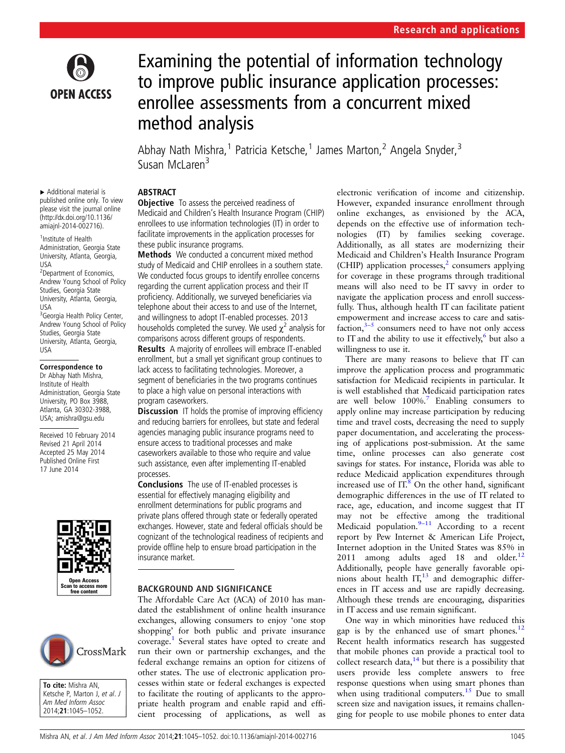# Examining the potential of information technology to improve public insurance application processes: enrollee assessments from a concurrent mixed method analysis

Abhay Nath Mishra,[1] Patricia Ketsche,[1] James Marton,[2] Angela Snyder,[3] Susan McLaren[3]

▸ Additional material is published online only. To view please visit the journal online (http://dx.doi.org/10.1136/amiajnl-2014-002716).

[1]Institute of Health Administration, Georgia State University, Atlanta, Georgia, USA
[2]Department of Economics, Andrew Young School of Policy Studies, Georgia State University, Atlanta, Georgia, USA
[3]Georgia Health Policy Center, Andrew Young School of Policy Studies, Georgia State University, Atlanta, Georgia, USA

**Correspondence to**
Dr Abhay Nath Mishra, Institute of Health Administration, Georgia State University, PO Box 3988, Atlanta, GA 30302-3988, USA; amishra@gsu.edu

Received 10 February 2014
Revised 21 April 2014
Accepted 25 May 2014
Published Online First 17 June 2014

**To cite:** Mishra AN, Ketsche P, Marton J, *et al*. *J Am Med Inform Assoc* 2014;**21**:1045–1052.

## ABSTRACT

**Objective** To assess the perceived readiness of Medicaid and Children's Health Insurance Program (CHIP) enrollees to use information technologies (IT) in order to facilitate improvements in the application processes for these public insurance programs.

**Methods** We conducted a concurrent mixed method study of Medicaid and CHIP enrollees in a southern state. We conducted focus groups to identify enrollee concerns regarding the current application process and their IT proficiency. Additionally, we surveyed beneficiaries via telephone about their access to and use of the Internet, and willingness to adopt IT-enabled processes. 2013 households completed the survey. We used $\chi^2$ analysis for comparisons across different groups of respondents.

**Results** A majority of enrollees will embrace IT-enabled enrollment, but a small yet significant group continues to lack access to facilitating technologies. Moreover, a segment of beneficiaries in the two programs continues to place a high value on personal interactions with program caseworkers.

**Discussion** IT holds the promise of improving efficiency and reducing barriers for enrollees, but state and federal agencies managing public insurance programs need to ensure access to traditional processes and make caseworkers available to those who require and value such assistance, even after implementing IT-enabled processes.

**Conclusions** The use of IT-enabled processes is essential for effectively managing eligibility and enrollment determinations for public programs and private plans offered through state or federally operated exchanges. However, state and federal officials should be cognizant of the technological readiness of recipients and provide offline help to ensure broad participation in the insurance market.

## BACKGROUND AND SIGNIFICANCE

The Affordable Care Act (ACA) of 2010 has mandated the establishment of online health insurance exchanges, allowing consumers to enjoy 'one stop shopping' for both public and private insurance coverage.[1] Several states have opted to create and run their own or partnership exchanges, and the federal exchange remains an option for citizens of other states. The use of electronic application processes within state or federal exchanges is expected to facilitate the routing of applicants to the appropriate health program and enable rapid and efficient processing of applications, as well as electronic verification of income and citizenship. However, expanded insurance enrollment through online exchanges, as envisioned by the ACA, depends on the effective use of information technologies (IT) by families seeking coverage. Additionally, as all states are modernizing their Medicaid and Children's Health Insurance Program (CHIP) application processes,[2] consumers applying for coverage in these programs through traditional means will also need to be IT savvy in order to navigate the application process and enroll successfully. Thus, although health IT can facilitate patient empowerment and increase access to care and satisfaction,[3–5] consumers need to have not only access to IT and the ability to use it effectively,[6] but also a willingness to use it.

There are many reasons to believe that IT can improve the application process and programmatic satisfaction for Medicaid recipients in particular. It is well established that Medicaid participation rates are well below 100%.[7] Enabling consumers to apply online may increase participation by reducing time and travel costs, decreasing the need to supply paper documentation, and accelerating the processing of applications post-submission. At the same time, online processes can also generate cost savings for states. For instance, Florida was able to reduce Medicaid application expenditures through increased use of IT.[8] On the other hand, significant demographic differences in the use of IT related to race, age, education, and income suggest that IT may not be effective among the traditional Medicaid population.[9–11] According to a recent report by Pew Internet & American Life Project, Internet adoption in the United States was 85% in 2011 among adults aged 18 and older.[12] Additionally, people have generally favorable opinions about health IT,[13] and demographic differences in IT access and use are rapidly decreasing. Although these trends are encouraging, disparities in IT access and use remain significant.

One way in which minorities have reduced this gap is by the enhanced use of smart phones.[12] Recent health informatics research has suggested that mobile phones can provide a practical tool to collect research data,[14] but there is a possibility that users provide less complete answers to free response questions when using smart phones than when using traditional computers.[15] Due to small screen size and navigation issues, it remains challenging for people to use mobile phones to enter data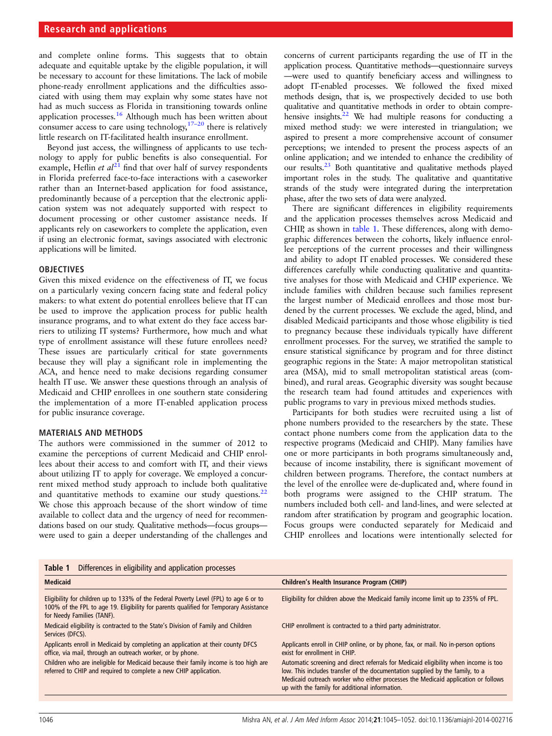and complete online forms. This suggests that to obtain adequate and equitable uptake by the eligible population, it will be necessary to account for these limitations. The lack of mobile phone-ready enrollment applications and the difficulties associated with using them may explain why some states have not had as much success as Florida in transitioning towards online application processes.[16] Although much has been written about consumer access to care using technology,[17–20] there is relatively little research on IT-facilitated health insurance enrollment.

Beyond just access, the willingness of applicants to use technology to apply for public benefits is also consequential. For example, Heflin *et al*[21] find that over half of survey respondents in Florida preferred face-to-face interactions with a caseworker rather than an Internet-based application for food assistance, predominantly because of a perception that the electronic application system was not adequately supported with respect to document processing or other customer assistance needs. If applicants rely on caseworkers to complete the application, even if using an electronic format, savings associated with electronic applications will be limited.

## OBJECTIVES

Given this mixed evidence on the effectiveness of IT, we focus on a particularly vexing concern facing state and federal policy makers: to what extent do potential enrollees believe that IT can be used to improve the application process for public health insurance programs, and to what extent do they face access barriers to utilizing IT systems? Furthermore, how much and what type of enrollment assistance will these future enrollees need? These issues are particularly critical for state governments because they will play a significant role in implementing the ACA, and hence need to make decisions regarding consumer health IT use. We answer these questions through an analysis of Medicaid and CHIP enrollees in one southern state considering the implementation of a more IT-enabled application process for public insurance coverage.

## MATERIALS AND METHODS

The authors were commissioned in the summer of 2012 to examine the perceptions of current Medicaid and CHIP enrollees about their access to and comfort with IT, and their views about utilizing IT to apply for coverage. We employed a concurrent mixed method study approach to include both qualitative and quantitative methods to examine our study questions.[22] We chose this approach because of the short window of time available to collect data and the urgency of need for recommendations based on our study. Qualitative methods—focus groups—were used to gain a deeper understanding of the challenges and concerns of current participants regarding the use of IT in the application process. Quantitative methods—questionnaire surveys—were used to quantify beneficiary access and willingness to adopt IT-enabled processes. We followed the fixed mixed methods design, that is, we prospectively decided to use both qualitative and quantitative methods in order to obtain comprehensive insights.[22] We had multiple reasons for conducting a mixed method study: we were interested in triangulation; we aspired to present a more comprehensive account of consumer perceptions; we intended to present the process aspects of an online application; and we intended to enhance the credibility of our results.[23] Both quantitative and qualitative methods played important roles in the study. The qualitative and quantitative strands of the study were integrated during the interpretation phase, after the two sets of data were analyzed.

There are significant differences in eligibility requirements and the application processes themselves across Medicaid and CHIP, as shown in table 1. These differences, along with demographic differences between the cohorts, likely influence enrollee perceptions of the current processes and their willingness and ability to adopt IT enabled processes. We considered these differences carefully while conducting qualitative and quantitative analyses for those with Medicaid and CHIP experience. We include families with children because such families represent the largest number of Medicaid enrollees and those most burdened by the current processes. We exclude the aged, blind, and disabled Medicaid participants and those whose eligibility is tied to pregnancy because these individuals typically have different enrollment processes. For the survey, we stratified the sample to ensure statistical significance by program and for three distinct geographic regions in the State: A major metropolitan statistical area (MSA), mid to small metropolitan statistical areas (combined), and rural areas. Geographic diversity was sought because the research team had found attitudes and experiences with public programs to vary in previous mixed methods studies.

Participants for both studies were recruited using a list of phone numbers provided to the researchers by the state. These contact phone numbers come from the application data to the respective programs (Medicaid and CHIP). Many families have one or more participants in both programs simultaneously and, because of income instability, there is significant movement of children between programs. Therefore, the contact numbers at the level of the enrollee were de-duplicated and, where found in both programs were assigned to the CHIP stratum. The numbers included both cell- and land-lines, and were selected at random after stratification by program and geographic location. Focus groups were conducted separately for Medicaid and CHIP enrollees and locations were intentionally selected for

**Table 1** Differences in eligibility and application processes

| Medicaid | Children's Health Insurance Program (CHIP) |
|---|---|
| Eligibility for children up to 133% of the Federal Poverty Level (FPL) to age 6 or to 100% of the FPL to age 19. Eligibility for parents qualified for Temporary Assistance for Needy Families (TANF). | Eligibility for children above the Medicaid family income limit up to 235% of FPL. |
| Medicaid eligibility is contracted to the State's Division of Family and Children Services (DFCS). | CHIP enrollment is contracted to a third party administrator. |
| Applicants enroll in Medicaid by completing an application at their county DFCS office, via mail, through an outreach worker, or by phone. | Applicants enroll in CHIP online, or by phone, fax, or mail. No in-person options exist for enrollment in CHIP. |
| Children who are ineligible for Medicaid because their family income is too high are referred to CHIP and required to complete a new CHIP application. | Automatic screening and direct referrals for Medicaid eligibility when income is too low. This includes transfer of the documentation supplied by the family, to a Medicaid outreach worker who either processes the Medicaid application or follows up with the family for additional information. |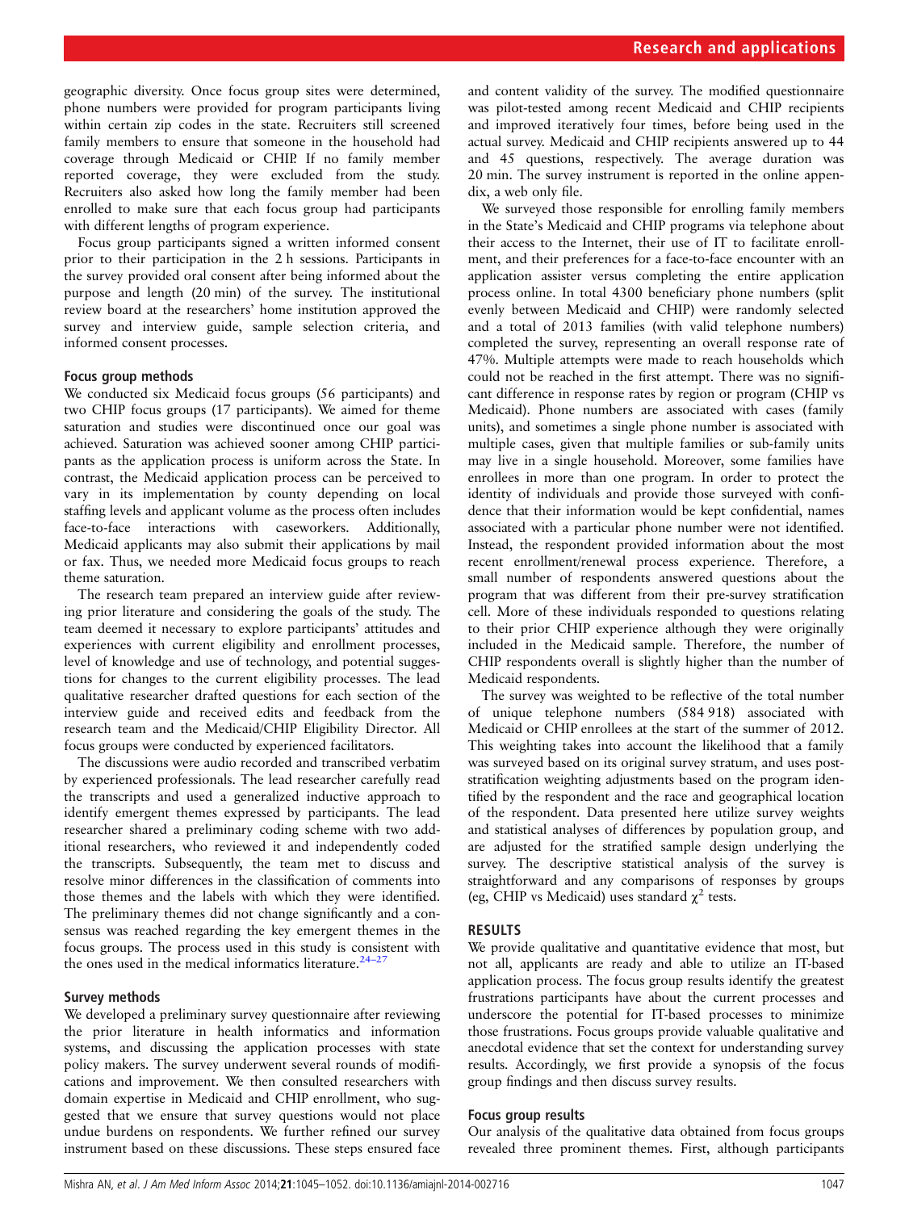geographic diversity. Once focus group sites were determined, phone numbers were provided for program participants living within certain zip codes in the state. Recruiters still screened family members to ensure that someone in the household had coverage through Medicaid or CHIP. If no family member reported coverage, they were excluded from the study. Recruiters also asked how long the family member had been enrolled to make sure that each focus group had participants with different lengths of program experience.

Focus group participants signed a written informed consent prior to their participation in the 2 h sessions. Participants in the survey provided oral consent after being informed about the purpose and length (20 min) of the survey. The institutional review board at the researchers' home institution approved the survey and interview guide, sample selection criteria, and informed consent processes.

### Focus group methods

We conducted six Medicaid focus groups (56 participants) and two CHIP focus groups (17 participants). We aimed for theme saturation and studies were discontinued once our goal was achieved. Saturation was achieved sooner among CHIP participants as the application process is uniform across the State. In contrast, the Medicaid application process can be perceived to vary in its implementation by county depending on local staffing levels and applicant volume as the process often includes face-to-face interactions with caseworkers. Additionally, Medicaid applicants may also submit their applications by mail or fax. Thus, we needed more Medicaid focus groups to reach theme saturation.

The research team prepared an interview guide after reviewing prior literature and considering the goals of the study. The team deemed it necessary to explore participants' attitudes and experiences with current eligibility and enrollment processes, level of knowledge and use of technology, and potential suggestions for changes to the current eligibility processes. The lead qualitative researcher drafted questions for each section of the interview guide and received edits and feedback from the research team and the Medicaid/CHIP Eligibility Director. All focus groups were conducted by experienced facilitators.

The discussions were audio recorded and transcribed verbatim by experienced professionals. The lead researcher carefully read the transcripts and used a generalized inductive approach to identify emergent themes expressed by participants. The lead researcher shared a preliminary coding scheme with two additional researchers, who reviewed it and independently coded the transcripts. Subsequently, the team met to discuss and resolve minor differences in the classification of comments into those themes and the labels with which they were identified. The preliminary themes did not change significantly and a consensus was reached regarding the key emergent themes in the focus groups. The process used in this study is consistent with the ones used in the medical informatics literature.[24–27]

### Survey methods

We developed a preliminary survey questionnaire after reviewing the prior literature in health informatics and information systems, and discussing the application processes with state policy makers. The survey underwent several rounds of modifications and improvement. We then consulted researchers with domain expertise in Medicaid and CHIP enrollment, who suggested that we ensure that survey questions would not place undue burdens on respondents. We further refined our survey instrument based on these discussions. These steps ensured face and content validity of the survey. The modified questionnaire was pilot-tested among recent Medicaid and CHIP recipients and improved iteratively four times, before being used in the actual survey. Medicaid and CHIP recipients answered up to 44 and 45 questions, respectively. The average duration was 20 min. The survey instrument is reported in the online appendix, a web only file.

We surveyed those responsible for enrolling family members in the State's Medicaid and CHIP programs via telephone about their access to the Internet, their use of IT to facilitate enrollment, and their preferences for a face-to-face encounter with an application assister versus completing the entire application process online. In total 4300 beneficiary phone numbers (split evenly between Medicaid and CHIP) were randomly selected and a total of 2013 families (with valid telephone numbers) completed the survey, representing an overall response rate of 47%. Multiple attempts were made to reach households which could not be reached in the first attempt. There was no significant difference in response rates by region or program (CHIP vs Medicaid). Phone numbers are associated with cases (family units), and sometimes a single phone number is associated with multiple cases, given that multiple families or sub-family units may live in a single household. Moreover, some families have enrollees in more than one program. In order to protect the identity of individuals and provide those surveyed with confidence that their information would be kept confidential, names associated with a particular phone number were not identified. Instead, the respondent provided information about the most recent enrollment/renewal process experience. Therefore, a small number of respondents answered questions about the program that was different from their pre-survey stratification cell. More of these individuals responded to questions relating to their prior CHIP experience although they were originally included in the Medicaid sample. Therefore, the number of CHIP respondents overall is slightly higher than the number of Medicaid respondents.

The survey was weighted to be reflective of the total number of unique telephone numbers (584 918) associated with Medicaid or CHIP enrollees at the start of the summer of 2012. This weighting takes into account the likelihood that a family was surveyed based on its original survey stratum, and uses post-stratification weighting adjustments based on the program identified by the respondent and the race and geographical location of the respondent. Data presented here utilize survey weights and statistical analyses of differences by population group, and are adjusted for the stratified sample design underlying the survey. The descriptive statistical analysis of the survey is straightforward and any comparisons of responses by groups (eg, CHIP vs Medicaid) uses standard $\chi^2$ tests.

## RESULTS

We provide qualitative and quantitative evidence that most, but not all, applicants are ready and able to utilize an IT-based application process. The focus group results identify the greatest frustrations participants have about the current processes and underscore the potential for IT-based processes to minimize those frustrations. Focus groups provide valuable qualitative and anecdotal evidence that set the context for understanding survey results. Accordingly, we first provide a synopsis of the focus group findings and then discuss survey results.

### Focus group results

Our analysis of the qualitative data obtained from focus groups revealed three prominent themes. First, although participants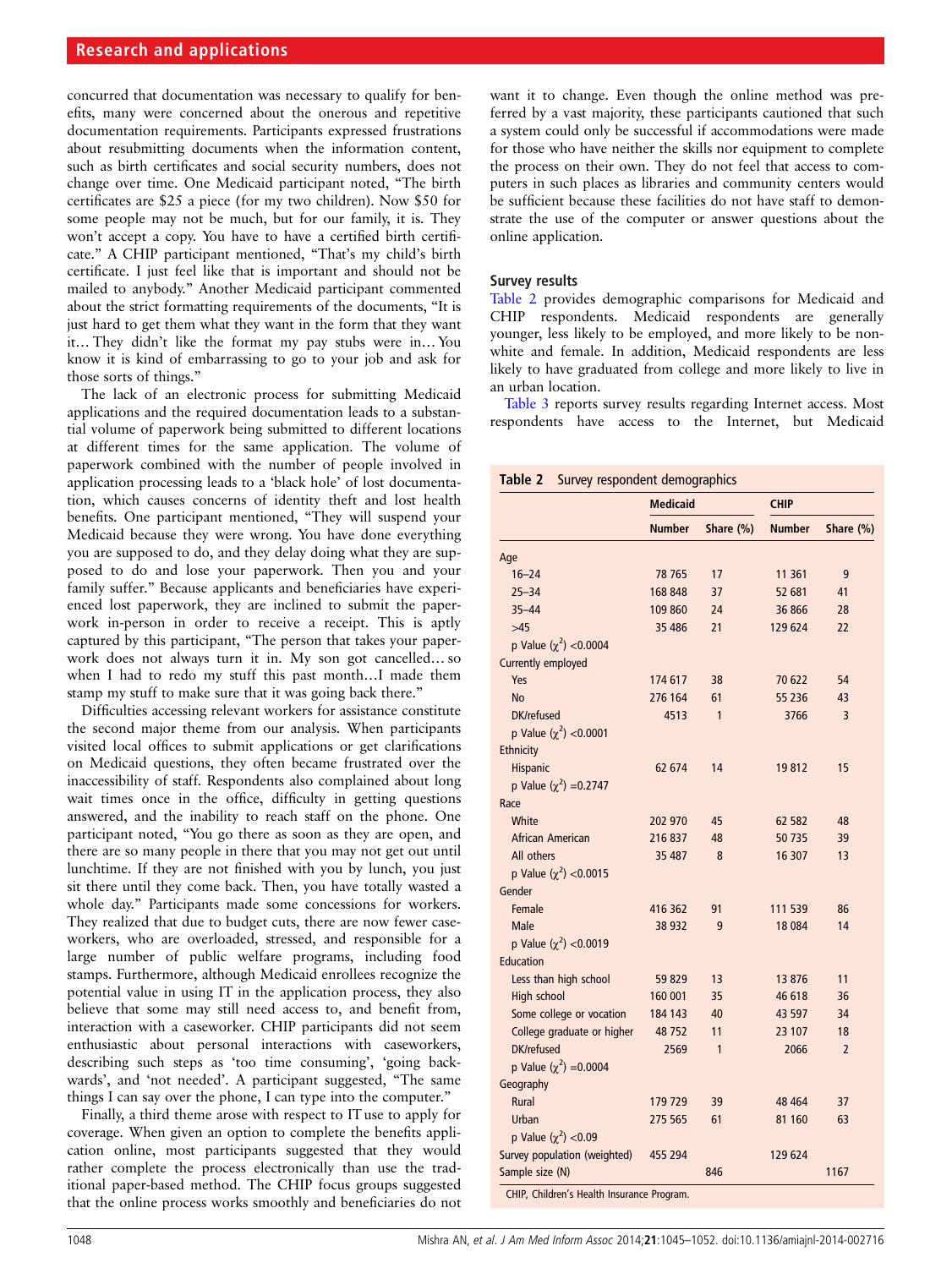concurred that documentation was necessary to qualify for benefits, many were concerned about the onerous and repetitive documentation requirements. Participants expressed frustrations about resubmitting documents when the information content, such as birth certificates and social security numbers, does not change over time. One Medicaid participant noted, "The birth certificates are $25 a piece (for my two children). Now $50 for some people may not be much, but for our family, it is. They won't accept a copy. You have to have a certified birth certificate." A CHIP participant mentioned, "That's my child's birth certificate. I just feel like that is important and should not be mailed to anybody." Another Medicaid participant commented about the strict formatting requirements of the documents, "It is just hard to get them what they want in the form that they want it… They didn't like the format my pay stubs were in… You know it is kind of embarrassing to go to your job and ask for those sorts of things."

The lack of an electronic process for submitting Medicaid applications and the required documentation leads to a substantial volume of paperwork being submitted to different locations at different times for the same application. The volume of paperwork combined with the number of people involved in application processing leads to a 'black hole' of lost documentation, which causes concerns of identity theft and lost health benefits. One participant mentioned, "They will suspend your Medicaid because they were wrong. You have done everything you are supposed to do, and they delay doing what they are supposed to do and lose your paperwork. Then you and your family suffer." Because applicants and beneficiaries have experienced lost paperwork, they are inclined to submit the paperwork in-person in order to receive a receipt. This is aptly captured by this participant, "The person that takes your paperwork does not always turn it in. My son got cancelled… so when I had to redo my stuff this past month…I made them stamp my stuff to make sure that it was going back there."

Difficulties accessing relevant workers for assistance constitute the second major theme from our analysis. When participants visited local offices to submit applications or get clarifications on Medicaid questions, they often became frustrated over the inaccessibility of staff. Respondents also complained about long wait times once in the office, difficulty in getting questions answered, and the inability to reach staff on the phone. One participant noted, "You go there as soon as they are open, and there are so many people in there that you may not get out until lunchtime. If they are not finished with you by lunch, you just sit there until they come back. Then, you have totally wasted a whole day." Participants made some concessions for workers. They realized that due to budget cuts, there are now fewer caseworkers, who are overloaded, stressed, and responsible for a large number of public welfare programs, including food stamps. Furthermore, although Medicaid enrollees recognize the potential value in using IT in the application process, they also believe that some may still need access to, and benefit from, interaction with a caseworker. CHIP participants did not seem enthusiastic about personal interactions with caseworkers, describing such steps as 'too time consuming', 'going backwards', and 'not needed'. A participant suggested, "The same things I can say over the phone, I can type into the computer."

Finally, a third theme arose with respect to IT use to apply for coverage. When given an option to complete the benefits application online, most participants suggested that they would rather complete the process electronically than use the traditional paper-based method. The CHIP focus groups suggested that the online process works smoothly and beneficiaries do not want it to change. Even though the online method was preferred by a vast majority, these participants cautioned that such a system could only be successful if accommodations were made for those who have neither the skills nor equipment to complete the process on their own. They do not feel that access to computers in such places as libraries and community centers would be sufficient because these facilities do not have staff to demonstrate the use of the computer or answer questions about the online application.

### Survey results

Table 2 provides demographic comparisons for Medicaid and CHIP respondents. Medicaid respondents are generally younger, less likely to be employed, and more likely to be non-white and female. In addition, Medicaid respondents are less likely to have graduated from college and more likely to live in an urban location.

Table 3 reports survey results regarding Internet access. Most respondents have access to the Internet, but Medicaid

**Table 2** Survey respondent demographics

| | Medicaid | | CHIP | |
|---|---|---|---|---|
| | Number | Share (%) | Number | Share (%) |
| Age | | | | |
| 16–24 | 78 765 | 17 | 11 361 | 9 |
| 25–34 | 168 848 | 37 | 52 681 | 41 |
| 35–44 | 109 860 | 24 | 36 866 | 28 |
| >45 | 35 486 | 21 | 129 624 | 22 |
| p Value ($\chi^2$) <0.0004 | | | | |
| Currently employed | | | | |
| Yes | 174 617 | 38 | 70 622 | 54 |
| No | 276 164 | 61 | 55 236 | 43 |
| DK/refused | 4513 | 1 | 3766 | 3 |
| p Value ($\chi^2$) <0.0001 | | | | |
| Ethnicity | | | | |
| Hispanic | 62 674 | 14 | 19 812 | 15 |
| p Value ($\chi^2$) =0.2747 | | | | |
| Race | | | | |
| White | 202 970 | 45 | 62 582 | 48 |
| African American | 216 837 | 48 | 50 735 | 39 |
| All others | 35 487 | 8 | 16 307 | 13 |
| p Value ($\chi^2$) <0.0015 | | | | |
| Gender | | | | |
| Female | 416 362 | 91 | 111 539 | 86 |
| Male | 38 932 | 9 | 18 084 | 14 |
| p Value ($\chi^2$) <0.0019 | | | | |
| Education | | | | |
| Less than high school | 59 829 | 13 | 13 876 | 11 |
| High school | 160 001 | 35 | 46 618 | 36 |
| Some college or vocation | 184 143 | 40 | 43 597 | 34 |
| College graduate or higher | 48 752 | 11 | 23 107 | 18 |
| DK/refused | 2569 | 1 | 2066 | 2 |
| p Value ($\chi^2$) =0.0004 | | | | |
| Geography | | | | |
| Rural | 179 729 | 39 | 48 464 | 37 |
| Urban | 275 565 | 61 | 81 160 | 63 |
| p Value ($\chi^2$) <0.09 | | | | |
| Survey population (weighted) | 455 294 | | 129 624 | |
| Sample size (N) | | 846 | | 1167 |

CHIP, Children's Health Insurance Program.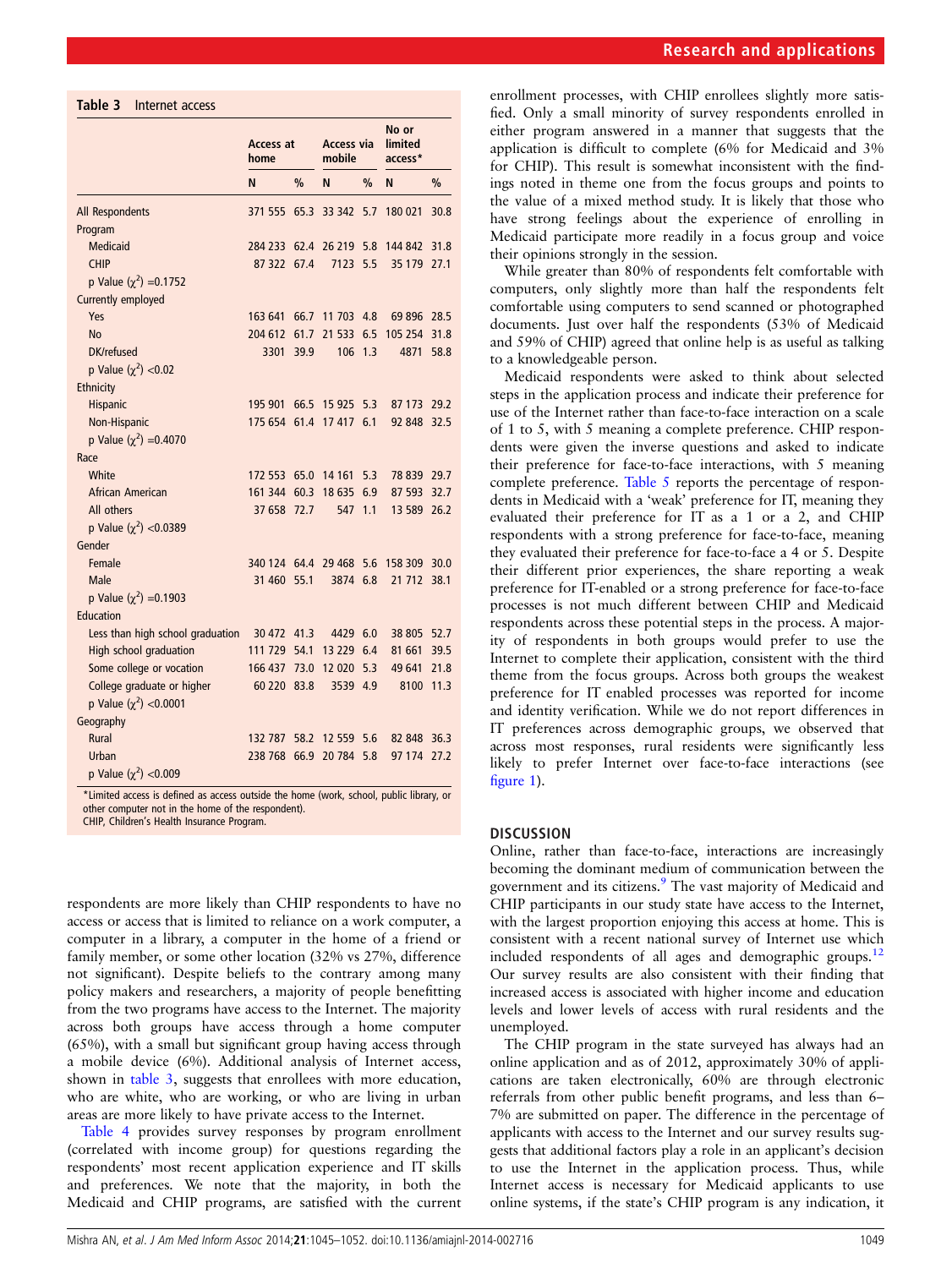**Table 3** Internet access

| | Access at home | | Access via mobile | | No or limited access* | |
|---|---|---|---|---|---|---|
| | N | % | N | % | N | % |
| All Respondents | 371 555 | 65.3 | 33 342 | 5.7 | 180 021 | 30.8 |
| Program | | | | | | |
| Medicaid | 284 233 | 62.4 | 26 219 | 5.8 | 144 842 | 31.8 |
| CHIP | 87 322 | 67.4 | 7123 | 5.5 | 35 179 | 27.1 |
| p Value ($\chi^2$) =0.1752 | | | | | | |
| Currently employed | | | | | | |
| Yes | 163 641 | 66.7 | 11 703 | 4.8 | 69 896 | 28.5 |
| No | 204 612 | 61.7 | 21 533 | 6.5 | 105 254 | 31.8 |
| DK/refused | 3301 | 39.9 | 106 | 1.3 | 4871 | 58.8 |
| p Value ($\chi^2$) <0.02 | | | | | | |
| Ethnicity | | | | | | |
| Hispanic | 195 901 | 66.5 | 15 925 | 5.3 | 87 173 | 29.2 |
| Non-Hispanic | 175 654 | 61.4 | 17 417 | 6.1 | 92 848 | 32.5 |
| p Value ($\chi^2$) =0.4070 | | | | | | |
| Race | | | | | | |
| White | 172 553 | 65.0 | 14 161 | 5.3 | 78 839 | 29.7 |
| African American | 161 344 | 60.3 | 18 635 | 6.9 | 87 593 | 32.7 |
| All others | 37 658 | 72.7 | 547 | 1.1 | 13 589 | 26.2 |
| p Value ($\chi^2$) <0.0389 | | | | | | |
| Gender | | | | | | |
| Female | 340 124 | 64.4 | 29 468 | 5.6 | 158 309 | 30.0 |
| Male | 31 460 | 55.1 | 3874 | 6.8 | 21 712 | 38.1 |
| p Value ($\chi^2$) =0.1903 | | | | | | |
| Education | | | | | | |
| Less than high school graduation | 30 472 | 41.3 | 4429 | 6.0 | 38 805 | 52.7 |
| High school graduation | 111 729 | 54.1 | 13 229 | 6.4 | 81 661 | 39.5 |
| Some college or vocation | 166 437 | 73.0 | 12 020 | 5.3 | 49 641 | 21.8 |
| College graduate or higher | 60 220 | 83.8 | 3539 | 4.9 | 8100 | 11.3 |
| p Value ($\chi^2$) <0.0001 | | | | | | |
| Geography | | | | | | |
| Rural | 132 787 | 58.2 | 12 559 | 5.6 | 82 848 | 36.3 |
| Urban | 238 768 | 66.9 | 20 784 | 5.8 | 97 174 | 27.2 |
| p Value ($\chi^2$) <0.009 | | | | | | |

*Limited access is defined as access outside the home (work, school, public library, or other computer not in the home of the respondent).
CHIP, Children's Health Insurance Program.

respondents are more likely than CHIP respondents to have no access or access that is limited to reliance on a work computer, a computer in a library, a computer in the home of a friend or family member, or some other location (32% vs 27%, difference not significant). Despite beliefs to the contrary among many policy makers and researchers, a majority of people benefitting from the two programs have access to the Internet. The majority across both groups have access through a home computer (65%), with a small but significant group having access through a mobile device (6%). Additional analysis of Internet access, shown in table 3, suggests that enrollees with more education, who are white, who are working, or who are living in urban areas are more likely to have private access to the Internet.

Table 4 provides survey responses by program enrollment (correlated with income group) for questions regarding the respondents' most recent application experience and IT skills and preferences. We note that the majority, in both the Medicaid and CHIP programs, are satisfied with the current enrollment processes, with CHIP enrollees slightly more satisfied. Only a small minority of survey respondents enrolled in either program answered in a manner that suggests that the application is difficult to complete (6% for Medicaid and 3% for CHIP). This result is somewhat inconsistent with the findings noted in theme one from the focus groups and points to the value of a mixed method study. It is likely that those who have strong feelings about the experience of enrolling in Medicaid participate more readily in a focus group and voice their opinions strongly in the session.

While greater than 80% of respondents felt comfortable with computers, only slightly more than half the respondents felt comfortable using computers to send scanned or photographed documents. Just over half the respondents (53% of Medicaid and 59% of CHIP) agreed that online help is as useful as talking to a knowledgeable person.

Medicaid respondents were asked to think about selected steps in the application process and indicate their preference for use of the Internet rather than face-to-face interaction on a scale of 1 to 5, with 5 meaning a complete preference. CHIP respondents were given the inverse questions and asked to indicate their preference for face-to-face interactions, with 5 meaning complete preference. Table 5 reports the percentage of respondents in Medicaid with a 'weak' preference for IT, meaning they evaluated their preference for IT as a 1 or a 2, and CHIP respondents with a strong preference for face-to-face, meaning they evaluated their preference for face-to-face a 4 or 5. Despite their different prior experiences, the share reporting a weak preference for IT-enabled or a strong preference for face-to-face processes is not much different between CHIP and Medicaid respondents across these potential steps in the process. A majority of respondents in both groups would prefer to use the Internet to complete their application, consistent with the third theme from the focus groups. Across both groups the weakest preference for IT enabled processes was reported for income and identity verification. While we do not report differences in IT preferences across demographic groups, we observed that across most responses, rural residents were significantly less likely to prefer Internet over face-to-face interactions (see figure 1).

## DISCUSSION

Online, rather than face-to-face, interactions are increasingly becoming the dominant medium of communication between the government and its citizens.[9] The vast majority of Medicaid and CHIP participants in our study state have access to the Internet, with the largest proportion enjoying this access at home. This is consistent with a recent national survey of Internet use which included respondents of all ages and demographic groups.[12] Our survey results are also consistent with their finding that increased access is associated with higher income and education levels and lower levels of access with rural residents and the unemployed.

The CHIP program in the state surveyed has always had an online application and as of 2012, approximately 30% of applications are taken electronically, 60% are through electronic referrals from other public benefit programs, and less than 6–7% are submitted on paper. The difference in the percentage of applicants with access to the Internet and our survey results suggests that additional factors play a role in an applicant's decision to use the Internet in the application process. Thus, while Internet access is necessary for Medicaid applicants to use online systems, if the state's CHIP program is any indication, it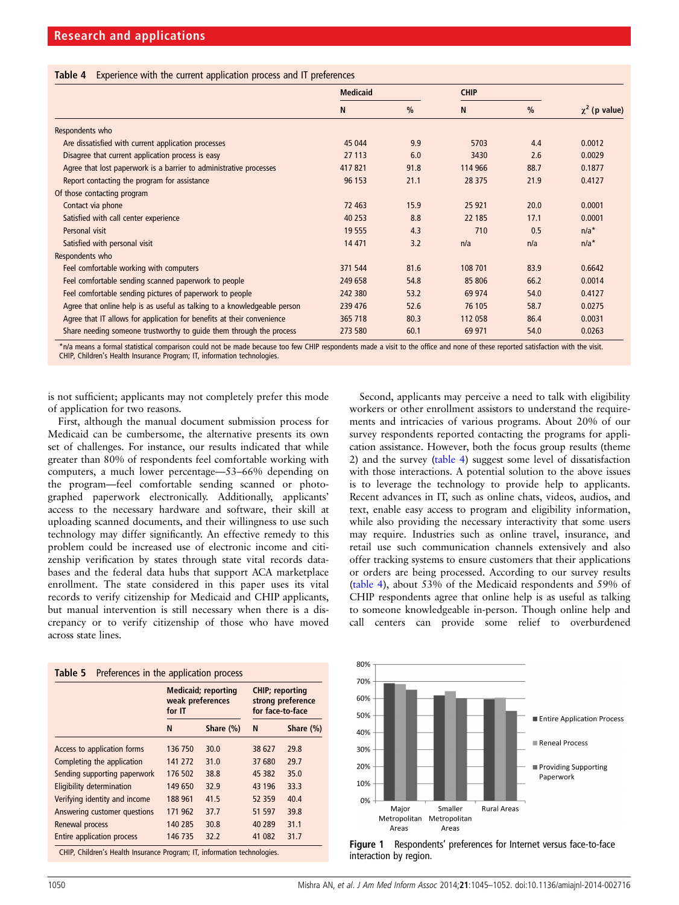**Table 4** Experience with the current application process and IT preferences

| | Medicaid | | CHIP | | |
|---|---|---|---|---|---|
| | N | % | N | % | $\chi^2$ (p value) |
| Respondents who | | | | | |
| Are dissatisfied with current application processes | 45 044 | 9.9 | 5703 | 4.4 | 0.0012 |
| Disagree that current application process is easy | 27 113 | 6.0 | 3430 | 2.6 | 0.0029 |
| Agree that lost paperwork is a barrier to administrative processes | 417 821 | 91.8 | 114 966 | 88.7 | 0.1877 |
| Report contacting the program for assistance | 96 153 | 21.1 | 28 375 | 21.9 | 0.4127 |
| Of those contacting program | | | | | |
| Contact via phone | 72 463 | 15.9 | 25 921 | 20.0 | 0.0001 |
| Satisfied with call center experience | 40 253 | 8.8 | 22 185 | 17.1 | 0.0001 |
| Personal visit | 19 555 | 4.3 | 710 | 0.5 | n/a* |
| Satisfied with personal visit | 14 471 | 3.2 | n/a | n/a | n/a* |
| Respondents who | | | | | |
| Feel comfortable working with computers | 371 544 | 81.6 | 108 701 | 83.9 | 0.6642 |
| Feel comfortable sending scanned paperwork to people | 249 658 | 54.8 | 85 806 | 66.2 | 0.0014 |
| Feel comfortable sending pictures of paperwork to people | 242 380 | 53.2 | 69 974 | 54.0 | 0.4127 |
| Agree that online help is as useful as talking to a knowledgeable person | 239 476 | 52.6 | 76 105 | 58.7 | 0.0275 |
| Agree that IT allows for application for benefits at their convenience | 365 718 | 80.3 | 112 058 | 86.4 | 0.0031 |
| Share needing someone trustworthy to guide them through the process | 273 580 | 60.1 | 69 971 | 54.0 | 0.0263 |

*n/a means a formal statistical comparison could not be made because too few CHIP respondents made a visit to the office and none of these reported satisfaction with the visit.
CHIP, Children's Health Insurance Program; IT, information technologies.

is not sufficient; applicants may not completely prefer this mode of application for two reasons.

First, although the manual document submission process for Medicaid can be cumbersome, the alternative presents its own set of challenges. For instance, our results indicated that while greater than 80% of respondents feel comfortable working with computers, a much lower percentage—53–66% depending on the program—feel comfortable sending scanned or photographed paperwork electronically. Additionally, applicants' access to the necessary hardware and software, their skill at uploading scanned documents, and their willingness to use such technology may differ significantly. An effective remedy to this problem could be increased use of electronic income and citizenship verification by states through state vital records databases and the federal data hubs that support ACA marketplace enrollment. The state considered in this paper uses its vital records to verify citizenship for Medicaid and CHIP applicants, but manual intervention is still necessary when there is a discrepancy or to verify citizenship of those who have moved across state lines.

Second, applicants may perceive a need to talk with eligibility workers or other enrollment assistors to understand the requirements and intricacies of various programs. About 20% of our survey respondents reported contacting the programs for application assistance. However, both the focus group results (theme 2) and the survey (table 4) suggest some level of dissatisfaction with those interactions. A potential solution to the above issues is to leverage the technology to provide help to applicants. Recent advances in IT, such as online chats, videos, audios, and text, enable easy access to program and eligibility information, while also providing the necessary interactivity that some users may require. Industries such as online travel, insurance, and retail use such communication channels extensively and also offer tracking systems to ensure customers that their applications or orders are being processed. According to our survey results (table 4), about 53% of the Medicaid respondents and 59% of CHIP respondents agree that online help is as useful as talking to someone knowledgeable in-person. Though online help and call centers can provide some relief to overburdened

**Table 5** Preferences in the application process

| | Medicaid; reporting weak preferences for IT | | CHIP; reporting strong preference for face-to-face | |
|---|---|---|---|---|
| | N | Share (%) | N | Share (%) |
| Access to application forms | 136 750 | 30.0 | 38 627 | 29.8 |
| Completing the application | 141 272 | 31.0 | 37 680 | 29.7 |
| Sending supporting paperwork | 176 502 | 38.8 | 45 382 | 35.0 |
| Eligibility determination | 149 650 | 32.9 | 43 196 | 33.3 |
| Verifying identity and income | 188 961 | 41.5 | 52 359 | 40.4 |
| Answering customer questions | 171 962 | 37.7 | 51 597 | 39.8 |
| Renewal process | 140 285 | 30.8 | 40 289 | 31.1 |
| Entire application process | 146 735 | 32.2 | 41 082 | 31.7 |

CHIP, Children's Health Insurance Program; IT, information technologies.

80%
70%
60%
50%
40%
30%
20%
10%
0%
Major Metropolitan Areas
Smaller Metropolitan Areas
Rural Areas
Entire Application Process
Reneal Process
Providing Supporting Paperwork

**Figure 1** Respondents' preferences for Internet versus face-to-face interaction by region.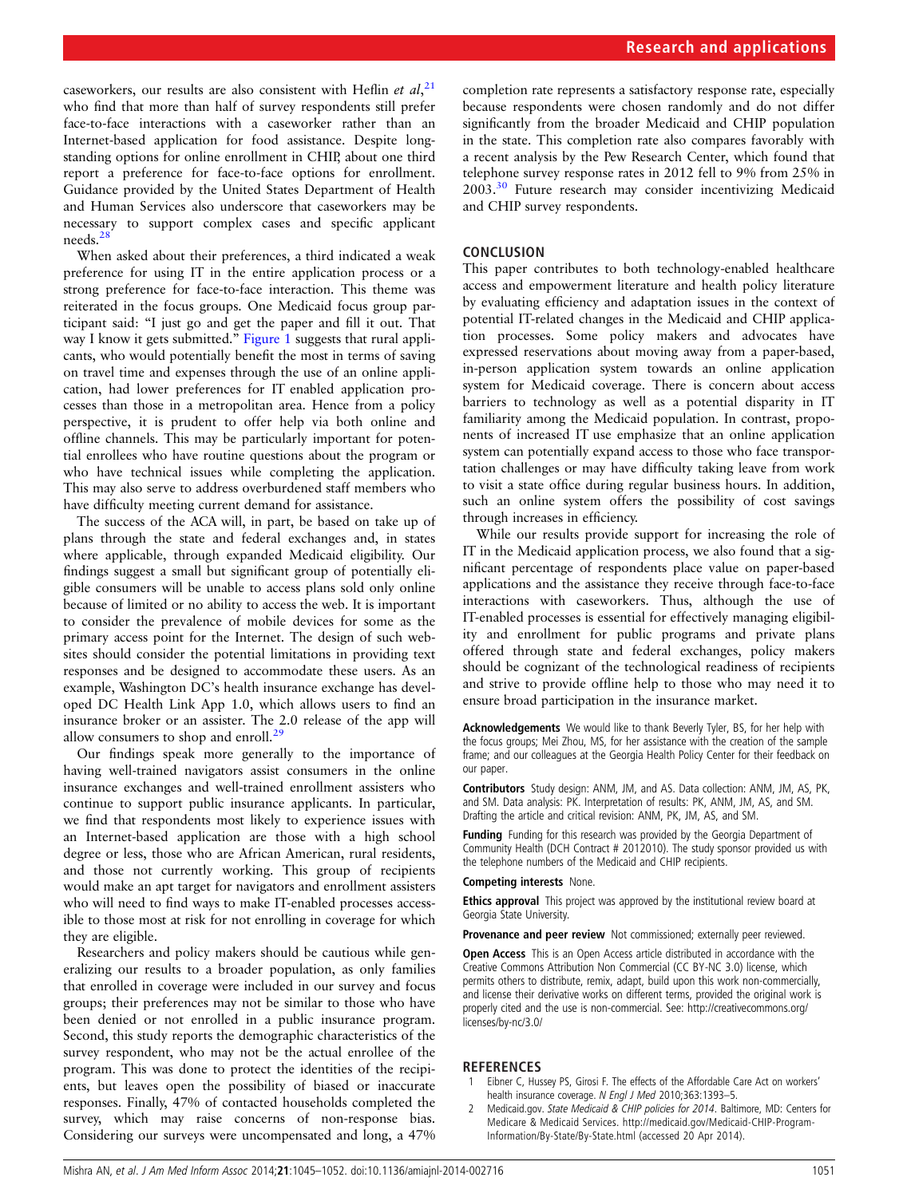caseworkers, our results are also consistent with Heflin *et al*,[21] who find that more than half of survey respondents still prefer face-to-face interactions with a caseworker rather than an Internet-based application for food assistance. Despite long-standing options for online enrollment in CHIP, about one third report a preference for face-to-face options for enrollment. Guidance provided by the United States Department of Health and Human Services also underscore that caseworkers may be necessary to support complex cases and specific applicant needs.[28]

When asked about their preferences, a third indicated a weak preference for using IT in the entire application process or a strong preference for face-to-face interaction. This theme was reiterated in the focus groups. One Medicaid focus group participant said: "I just go and get the paper and fill it out. That way I know it gets submitted." Figure 1 suggests that rural applicants, who would potentially benefit the most in terms of saving on travel time and expenses through the use of an online application, had lower preferences for IT enabled application processes than those in a metropolitan area. Hence from a policy perspective, it is prudent to offer help via both online and offline channels. This may be particularly important for potential enrollees who have routine questions about the program or who have technical issues while completing the application. This may also serve to address overburdened staff members who have difficulty meeting current demand for assistance.

The success of the ACA will, in part, be based on take up of plans through the state and federal exchanges and, in states where applicable, through expanded Medicaid eligibility. Our findings suggest a small but significant group of potentially eligible consumers will be unable to access plans sold only online because of limited or no ability to access the web. It is important to consider the prevalence of mobile devices for some as the primary access point for the Internet. The design of such websites should consider the potential limitations in providing text responses and be designed to accommodate these users. As an example, Washington DC's health insurance exchange has developed DC Health Link App 1.0, which allows users to find an insurance broker or an assister. The 2.0 release of the app will allow consumers to shop and enroll.[29]

Our findings speak more generally to the importance of having well-trained navigators assist consumers in the online insurance exchanges and well-trained enrollment assisters who continue to support public insurance applicants. In particular, we find that respondents most likely to experience issues with an Internet-based application are those with a high school degree or less, those who are African American, rural residents, and those not currently working. This group of recipients would make an apt target for navigators and enrollment assisters who will need to find ways to make IT-enabled processes accessible to those most at risk for not enrolling in coverage for which they are eligible.

Researchers and policy makers should be cautious while generalizing our results to a broader population, as only families that enrolled in coverage were included in our survey and focus groups; their preferences may not be similar to those who have been denied or not enrolled in a public insurance program. Second, this study reports the demographic characteristics of the survey respondent, who may not be the actual enrollee of the program. This was done to protect the identities of the recipients, but leaves open the possibility of biased or inaccurate responses. Finally, 47% of contacted households completed the survey, which may raise concerns of non-response bias. Considering our surveys were uncompensated and long, a 47% completion rate represents a satisfactory response rate, especially because respondents were chosen randomly and do not differ significantly from the broader Medicaid and CHIP population in the state. This completion rate also compares favorably with a recent analysis by the Pew Research Center, which found that telephone survey response rates in 2012 fell to 9% from 25% in 2003.[30] Future research may consider incentivizing Medicaid and CHIP survey respondents.

## CONCLUSION

This paper contributes to both technology-enabled healthcare access and empowerment literature and health policy literature by evaluating efficiency and adaptation issues in the context of potential IT-related changes in the Medicaid and CHIP application processes. Some policy makers and advocates have expressed reservations about moving away from a paper-based, in-person application system towards an online application system for Medicaid coverage. There is concern about access barriers to technology as well as a potential disparity in IT familiarity among the Medicaid population. In contrast, proponents of increased IT use emphasize that an online application system can potentially expand access to those who face transportation challenges or may have difficulty taking leave from work to visit a state office during regular business hours. In addition, such an online system offers the possibility of cost savings through increases in efficiency.

While our results provide support for increasing the role of IT in the Medicaid application process, we also found that a significant percentage of respondents place value on paper-based applications and the assistance they receive through face-to-face interactions with caseworkers. Thus, although the use of IT-enabled processes is essential for effectively managing eligibility and enrollment for public programs and private plans offered through state and federal exchanges, policy makers should be cognizant of the technological readiness of recipients and strive to provide offline help to those who may need it to ensure broad participation in the insurance market.

**Acknowledgements** We would like to thank Beverly Tyler, BS, for her help with the focus groups; Mei Zhou, MS, for her assistance with the creation of the sample frame; and our colleagues at the Georgia Health Policy Center for their feedback on our paper.

**Contributors** Study design: ANM, JM, and AS. Data collection: ANM, JM, AS, PK, and SM. Data analysis: PK. Interpretation of results: PK, ANM, JM, AS, and SM. Drafting the article and critical revision: ANM, PK, JM, AS, and SM.

**Funding** Funding for this research was provided by the Georgia Department of Community Health (DCH Contract # 2012010). The study sponsor provided us with the telephone numbers of the Medicaid and CHIP recipients.

**Competing interests** None.

**Ethics approval** This project was approved by the institutional review board at Georgia State University.

**Provenance and peer review** Not commissioned; externally peer reviewed.

**Open Access** This is an Open Access article distributed in accordance with the Creative Commons Attribution Non Commercial (CC BY-NC 3.0) license, which permits others to distribute, remix, adapt, build upon this work non-commercially, and license their derivative works on different terms, provided the original work is properly cited and the use is non-commercial. See: http://creativecommons.org/licenses/by-nc/3.0/

## REFERENCES

1. Eibner C, Hussey PS, Girosi F. The effects of the Affordable Care Act on workers' health insurance coverage. *N Engl J Med* 2010;363:1393–5.
2. Medicaid.gov. *State Medicaid & CHIP policies for 2014*. Baltimore, MD: Centers for Medicare & Medicaid Services. http://medicaid.gov/Medicaid-CHIP-Program-Information/By-State/By-State.html (accessed 20 Apr 2014).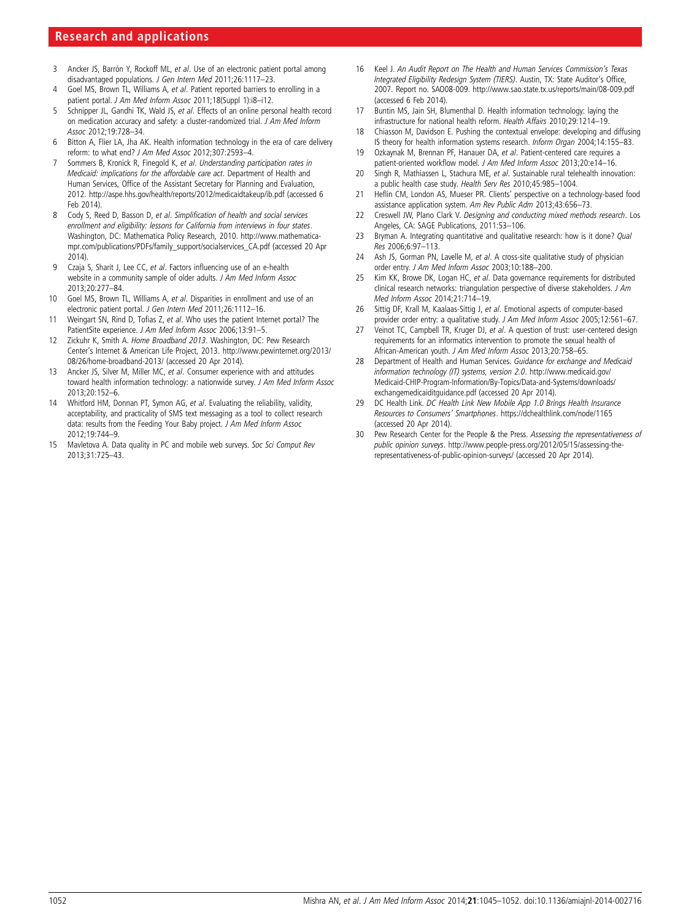3 Ancker JS, Barrón Y, Rockoff ML, *et al*. Use of an electronic patient portal among disadvantaged populations. *J Gen Intern Med* 2011;26:1117–23.
4 Goel MS, Brown TL, Williams A, *et al*. Patient reported barriers to enrolling in a patient portal. *J Am Med Inform Assoc* 2011;18(Suppl 1):i8–i12.
5 Schnipper JL, Gandhi TK, Wald JS, *et al*. Effects of an online personal health record on medication accuracy and safety: a cluster-randomized trial. *J Am Med Inform Assoc* 2012;19:728–34.
6 Bitton A, Flier LA, Jha AK. Health information technology in the era of care delivery reform: to what end? *J Am Med Assoc* 2012;307:2593–4.
7 Sommers B, Kronick R, Finegold K, *et al*. *Understanding participation rates in Medicaid: implications for the affordable care act*. Department of Health and Human Services, Office of the Assistant Secretary for Planning and Evaluation, 2012. http://aspe.hhs.gov/health/reports/2012/medicaidtakeup/ib.pdf (accessed 6 Feb 2014).
8 Cody S, Reed D, Basson D, *et al*. *Simplification of health and social services enrollment and eligibility: lessons for California from interviews in four states*. Washington, DC: Mathematica Policy Research, 2010. http://www.mathematica-mpr.com/publications/PDFs/family_support/socialservices_CA.pdf (accessed 20 Apr 2014).
9 Czaja S, Sharit J, Lee CC, *et al*. Factors influencing use of an e-health website in a community sample of older adults. *J Am Med Inform Assoc* 2013;20:277–84.
10 Goel MS, Brown TL, Williams A, *et al*. Disparities in enrollment and use of an electronic patient portal. *J Gen Intern Med* 2011;26:1112–16.
11 Weingart SN, Rind D, Tofias Z, *et al*. Who uses the patient Internet portal? The PatientSite experience. *J Am Med Inform Assoc* 2006;13:91–5.
12 Zickuhr K, Smith A. *Home Broadband 2013*. Washington, DC: Pew Research Center's Internet & American Life Project, 2013. http://www.pewinternet.org/2013/08/26/home-broadband-2013/ (accessed 20 Apr 2014).
13 Ancker JS, Silver M, Miller MC, *et al*. Consumer experience with and attitudes toward health information technology: a nationwide survey. *J Am Med Inform Assoc* 2013;20:152–6.
14 Whitford HM, Donnan PT, Symon AG, *et al*. Evaluating the reliability, validity, acceptability, and practicality of SMS text messaging as a tool to collect research data: results from the Feeding Your Baby project. *J Am Med Inform Assoc* 2012;19:744–9.
15 Mavletova A. Data quality in PC and mobile web surveys. *Soc Sci Comput Rev* 2013;31:725–43.
16 Keel J. *An Audit Report on The Health and Human Services Commission's Texas Integrated Eligibility Redesign System (TIERS)*. Austin, TX: State Auditor's Office, 2007. Report no. SAO08-009. http://www.sao.state.tx.us/reports/main/08-009.pdf (accessed 6 Feb 2014).
17 Buntin MS, Jain SH, Blumenthal D. Health information technology: laying the infrastructure for national health reform. *Health Affairs* 2010;29:1214–19.
18 Chiasson M, Davidson E. Pushing the contextual envelope: developing and diffusing IS theory for health information systems research. *Inform Organ* 2004;14:155–83.
19 Ozkaynak M, Brennan PF, Hanauer DA, *et al*. Patient-centered care requires a patient-oriented workflow model. *J Am Med Inform Assoc* 2013;20:e14–16.
20 Singh R, Mathiassen L, Stachura ME, *et al*. Sustainable rural telehealth innovation: a public health case study. *Health Serv Res* 2010;45:985–1004.
21 Heflin CM, London AS, Mueser PR. Clients' perspective on a technology-based food assistance application system. *Am Rev Public Adm* 2013;43:656–73.
22 Creswell JW, Plano Clark V. *Designing and conducting mixed methods research*. Los Angeles, CA: SAGE Publications, 2011:53–106.
23 Bryman A. Integrating quantitative and qualitative research: how is it done? *Qual Res* 2006;6:97–113.
24 Ash JS, Gorman PN, Lavelle M, *et al*. A cross-site qualitative study of physician order entry. *J Am Med Inform Assoc* 2003;10:188–200.
25 Kim KK, Browe DK, Logan HC, *et al*. Data governance requirements for distributed clinical research networks: triangulation perspective of diverse stakeholders. *J Am Med Inform Assoc* 2014;21:714–19.
26 Sittig DF, Krall M, Kaalaas-Sittig J, *et al*. Emotional aspects of computer-based provider order entry: a qualitative study. *J Am Med Inform Assoc* 2005;12:561–67.
27 Veinot TC, Campbell TR, Kruger DJ, *et al*. A question of trust: user-centered design requirements for an informatics intervention to promote the sexual health of African-American youth. *J Am Med Inform Assoc* 2013;20:758–65.
28 Department of Health and Human Services. *Guidance for exchange and Medicaid information technology (IT) systems, version 2.0*. http://www.medicaid.gov/Medicaid-CHIP-Program-Information/By-Topics/Data-and-Systems/downloads/exchangemedicaiditguidance.pdf (accessed 20 Apr 2014).
29 DC Health Link. *DC Health Link New Mobile App 1.0 Brings Health Insurance Resources to Consumers' Smartphones*. https://dchealthlink.com/node/1165 (accessed 20 Apr 2014).
30 Pew Research Center for the People & the Press. *Assessing the representativeness of public opinion surveys*. http://www.people-press.org/2012/05/15/assessing-the-representativeness-of-public-opinion-surveys/ (accessed 20 Apr 2014).